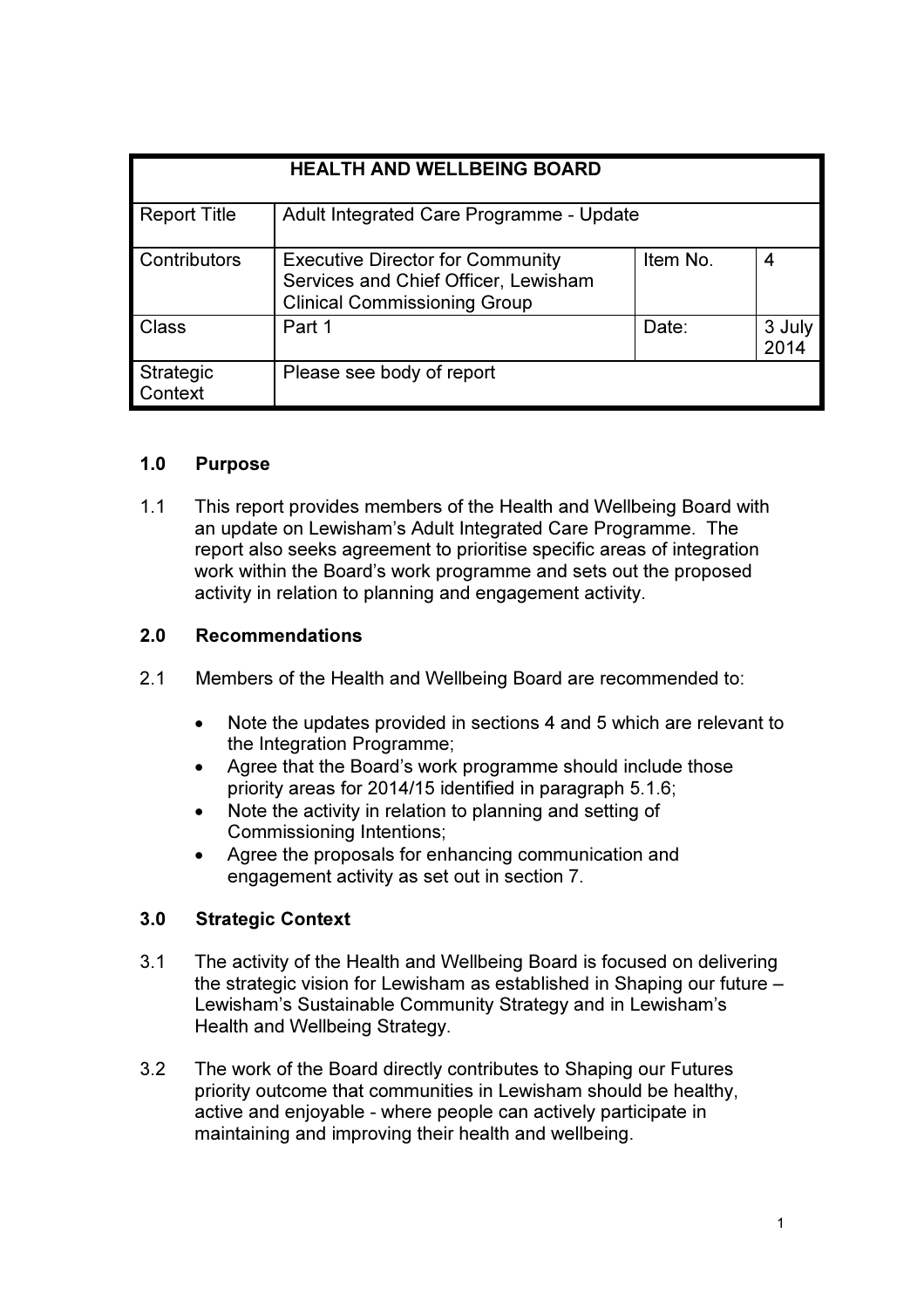| HEALTH AND WELLBEING BOARD | | | |
|---|---|---|---|
| Report Title | Adult Integrated Care Programme - Update | | |
| Contributors | Executive Director for Community Services and Chief Officer, Lewisham Clinical Commissioning Group | Item No. | 4 |
| Class | Part 1 | Date: | 3 July 2014 |
| Strategic Context | Please see body of report | | |

## 1.0 Purpose

1.1 This report provides members of the Health and Wellbeing Board with an update on Lewisham's Adult Integrated Care Programme. The report also seeks agreement to prioritise specific areas of integration work within the Board's work programme and sets out the proposed activity in relation to planning and engagement activity.

## 2.0 Recommendations

2.1 Members of the Health and Wellbeing Board are recommended to:

- Note the updates provided in sections 4 and 5 which are relevant to the Integration Programme;
- Agree that the Board's work programme should include those priority areas for 2014/15 identified in paragraph 5.1.6;
- Note the activity in relation to planning and setting of Commissioning Intentions;
- Agree the proposals for enhancing communication and engagement activity as set out in section 7.

## 3.0 Strategic Context

3.1 The activity of the Health and Wellbeing Board is focused on delivering the strategic vision for Lewisham as established in Shaping our future – Lewisham's Sustainable Community Strategy and in Lewisham's Health and Wellbeing Strategy.

3.2 The work of the Board directly contributes to Shaping our Futures priority outcome that communities in Lewisham should be healthy, active and enjoyable - where people can actively participate in maintaining and improving their health and wellbeing.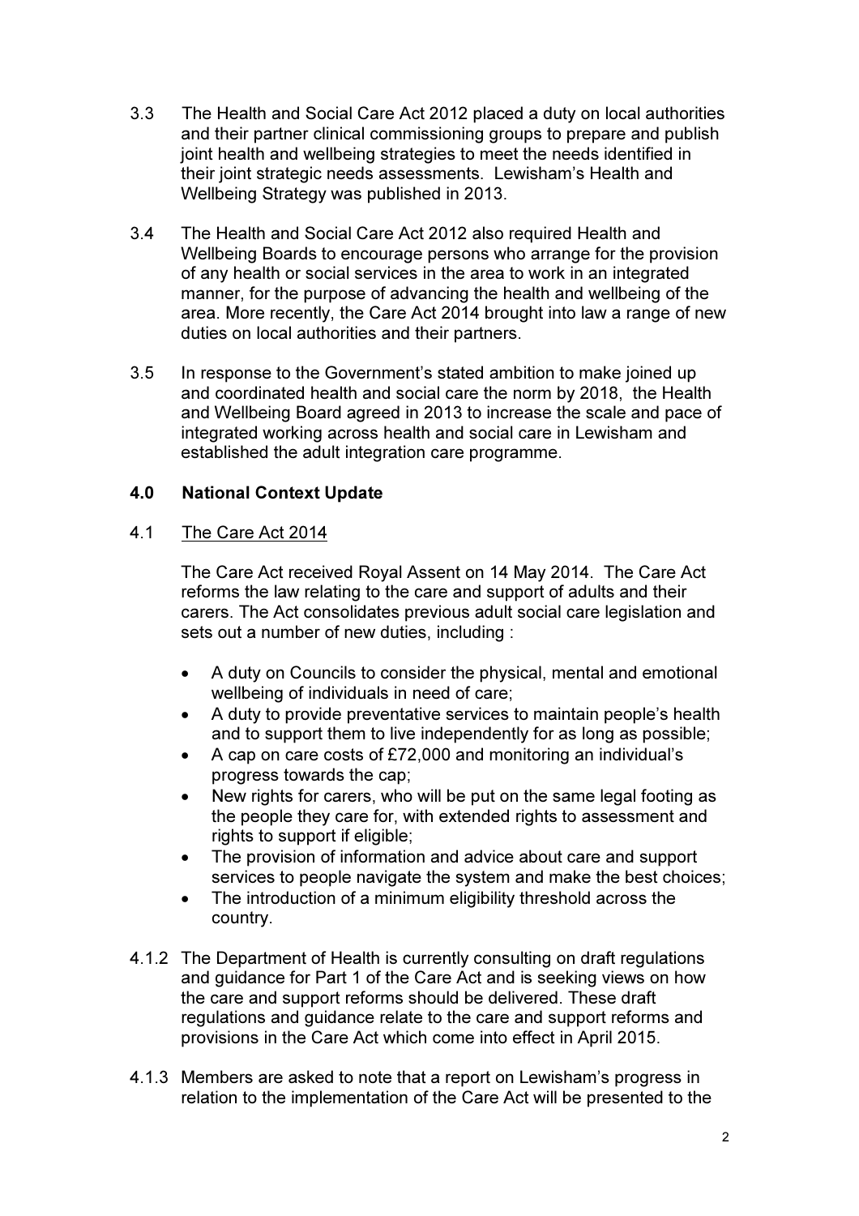3.3 The Health and Social Care Act 2012 placed a duty on local authorities and their partner clinical commissioning groups to prepare and publish joint health and wellbeing strategies to meet the needs identified in their joint strategic needs assessments. Lewisham's Health and Wellbeing Strategy was published in 2013.

3.4 The Health and Social Care Act 2012 also required Health and Wellbeing Boards to encourage persons who arrange for the provision of any health or social services in the area to work in an integrated manner, for the purpose of advancing the health and wellbeing of the area. More recently, the Care Act 2014 brought into law a range of new duties on local authorities and their partners.

3.5 In response to the Government's stated ambition to make joined up and coordinated health and social care the norm by 2018, the Health and Wellbeing Board agreed in 2013 to increase the scale and pace of integrated working across health and social care in Lewisham and established the adult integration care programme.

## 4.0 National Context Update

4.1 The Care Act 2014

The Care Act received Royal Assent on 14 May 2014. The Care Act reforms the law relating to the care and support of adults and their carers. The Act consolidates previous adult social care legislation and sets out a number of new duties, including :

- A duty on Councils to consider the physical, mental and emotional wellbeing of individuals in need of care;
- A duty to provide preventative services to maintain people's health and to support them to live independently for as long as possible;
- A cap on care costs of £72,000 and monitoring an individual's progress towards the cap;
- New rights for carers, who will be put on the same legal footing as the people they care for, with extended rights to assessment and rights to support if eligible;
- The provision of information and advice about care and support services to people navigate the system and make the best choices;
- The introduction of a minimum eligibility threshold across the country.

4.1.2 The Department of Health is currently consulting on draft regulations and guidance for Part 1 of the Care Act and is seeking views on how the care and support reforms should be delivered. These draft regulations and guidance relate to the care and support reforms and provisions in the Care Act which come into effect in April 2015.

4.1.3 Members are asked to note that a report on Lewisham's progress in relation to the implementation of the Care Act will be presented to the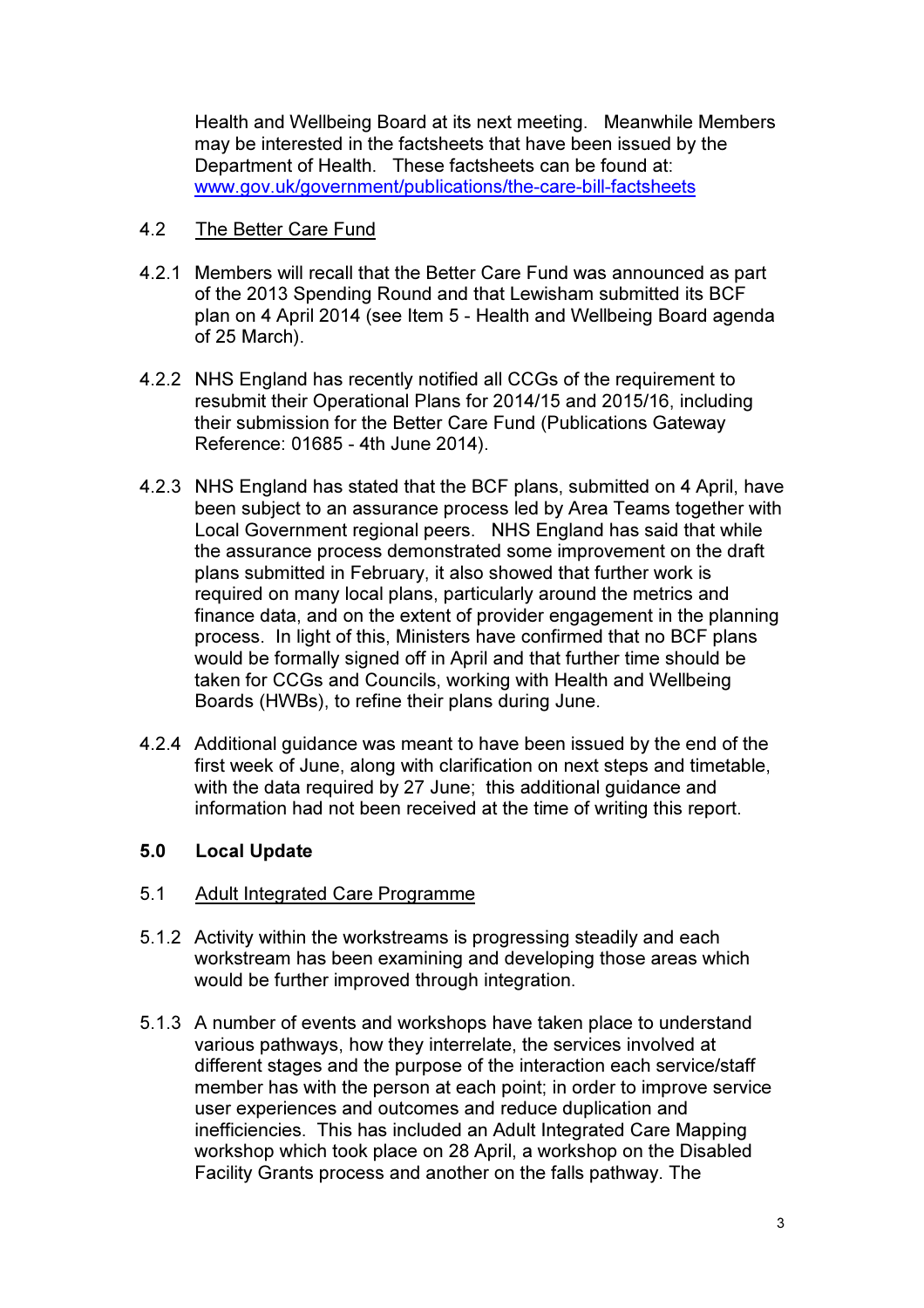Health and Wellbeing Board at its next meeting. Meanwhile Members may be interested in the factsheets that have been issued by the Department of Health. These factsheets can be found at: [www.gov.uk/government/publications/the-care-bill-factsheets](www.gov.uk/government/publications/the-care-bill-factsheets)

4.2 The Better Care Fund

4.2.1 Members will recall that the Better Care Fund was announced as part of the 2013 Spending Round and that Lewisham submitted its BCF plan on 4 April 2014 (see Item 5 - Health and Wellbeing Board agenda of 25 March).

4.2.2 NHS England has recently notified all CCGs of the requirement to resubmit their Operational Plans for 2014/15 and 2015/16, including their submission for the Better Care Fund (Publications Gateway Reference: 01685 - 4th June 2014).

4.2.3 NHS England has stated that the BCF plans, submitted on 4 April, have been subject to an assurance process led by Area Teams together with Local Government regional peers. NHS England has said that while the assurance process demonstrated some improvement on the draft plans submitted in February, it also showed that further work is required on many local plans, particularly around the metrics and finance data, and on the extent of provider engagement in the planning process. In light of this, Ministers have confirmed that no BCF plans would be formally signed off in April and that further time should be taken for CCGs and Councils, working with Health and Wellbeing Boards (HWBs), to refine their plans during June.

4.2.4 Additional guidance was meant to have been issued by the end of the first week of June, along with clarification on next steps and timetable, with the data required by 27 June; this additional guidance and information had not been received at the time of writing this report.

## 5.0 Local Update

5.1 Adult Integrated Care Programme

5.1.2 Activity within the workstreams is progressing steadily and each workstream has been examining and developing those areas which would be further improved through integration.

5.1.3 A number of events and workshops have taken place to understand various pathways, how they interrelate, the services involved at different stages and the purpose of the interaction each service/staff member has with the person at each point; in order to improve service user experiences and outcomes and reduce duplication and inefficiencies. This has included an Adult Integrated Care Mapping workshop which took place on 28 April, a workshop on the Disabled Facility Grants process and another on the falls pathway. The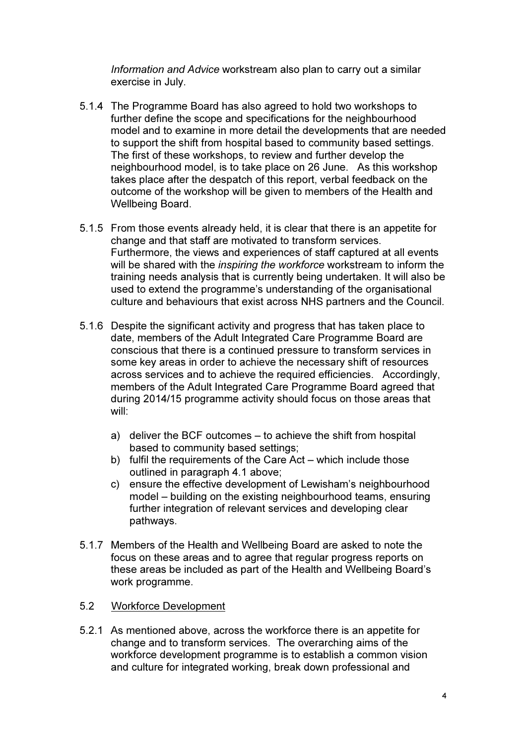*Information and Advice* workstream also plan to carry out a similar exercise in July.

5.1.4 The Programme Board has also agreed to hold two workshops to further define the scope and specifications for the neighbourhood model and to examine in more detail the developments that are needed to support the shift from hospital based to community based settings. The first of these workshops, to review and further develop the neighbourhood model, is to take place on 26 June. As this workshop takes place after the despatch of this report, verbal feedback on the outcome of the workshop will be given to members of the Health and Wellbeing Board.

5.1.5 From those events already held, it is clear that there is an appetite for change and that staff are motivated to transform services. Furthermore, the views and experiences of staff captured at all events will be shared with the *inspiring the workforce* workstream to inform the training needs analysis that is currently being undertaken. It will also be used to extend the programme's understanding of the organisational culture and behaviours that exist across NHS partners and the Council.

5.1.6 Despite the significant activity and progress that has taken place to date, members of the Adult Integrated Care Programme Board are conscious that there is a continued pressure to transform services in some key areas in order to achieve the necessary shift of resources across services and to achieve the required efficiencies. Accordingly, members of the Adult Integrated Care Programme Board agreed that during 2014/15 programme activity should focus on those areas that will:

a) deliver the BCF outcomes – to achieve the shift from hospital based to community based settings;
b) fulfil the requirements of the Care Act – which include those outlined in paragraph 4.1 above;
c) ensure the effective development of Lewisham's neighbourhood model – building on the existing neighbourhood teams, ensuring further integration of relevant services and developing clear pathways.

5.1.7 Members of the Health and Wellbeing Board are asked to note the focus on these areas and to agree that regular progress reports on these areas be included as part of the Health and Wellbeing Board's work programme.

## 5.2 Workforce Development

5.2.1 As mentioned above, across the workforce there is an appetite for change and to transform services. The overarching aims of the workforce development programme is to establish a common vision and culture for integrated working, break down professional and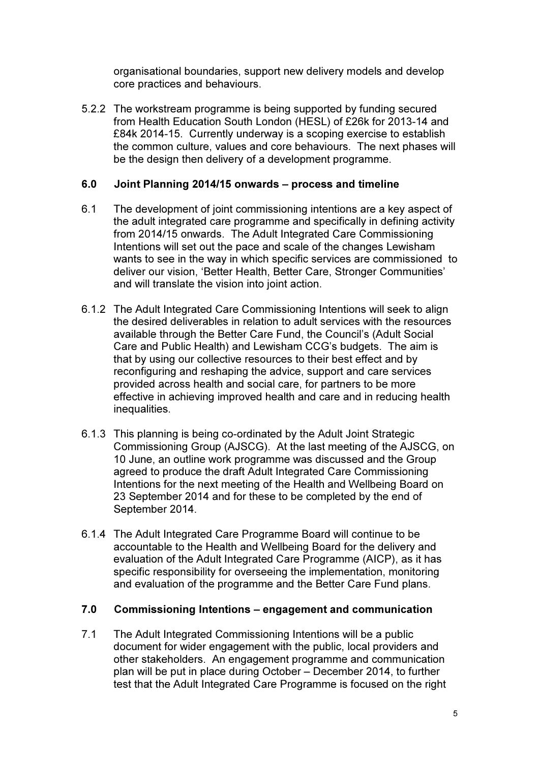organisational boundaries, support new delivery models and develop core practices and behaviours.

5.2.2 The workstream programme is being supported by funding secured from Health Education South London (HESL) of £26k for 2013-14 and £84k 2014-15. Currently underway is a scoping exercise to establish the common culture, values and core behaviours. The next phases will be the design then delivery of a development programme.

## 6.0 Joint Planning 2014/15 onwards – process and timeline

6.1 The development of joint commissioning intentions are a key aspect of the adult integrated care programme and specifically in defining activity from 2014/15 onwards. The Adult Integrated Care Commissioning Intentions will set out the pace and scale of the changes Lewisham wants to see in the way in which specific services are commissioned to deliver our vision, 'Better Health, Better Care, Stronger Communities' and will translate the vision into joint action.

6.1.2 The Adult Integrated Care Commissioning Intentions will seek to align the desired deliverables in relation to adult services with the resources available through the Better Care Fund, the Council's (Adult Social Care and Public Health) and Lewisham CCG's budgets. The aim is that by using our collective resources to their best effect and by reconfiguring and reshaping the advice, support and care services provided across health and social care, for partners to be more effective in achieving improved health and care and in reducing health inequalities.

6.1.3 This planning is being co-ordinated by the Adult Joint Strategic Commissioning Group (AJSCG). At the last meeting of the AJSCG, on 10 June, an outline work programme was discussed and the Group agreed to produce the draft Adult Integrated Care Commissioning Intentions for the next meeting of the Health and Wellbeing Board on 23 September 2014 and for these to be completed by the end of September 2014.

6.1.4 The Adult Integrated Care Programme Board will continue to be accountable to the Health and Wellbeing Board for the delivery and evaluation of the Adult Integrated Care Programme (AICP), as it has specific responsibility for overseeing the implementation, monitoring and evaluation of the programme and the Better Care Fund plans.

## 7.0 Commissioning Intentions – engagement and communication

7.1 The Adult Integrated Commissioning Intentions will be a public document for wider engagement with the public, local providers and other stakeholders. An engagement programme and communication plan will be put in place during October – December 2014, to further test that the Adult Integrated Care Programme is focused on the right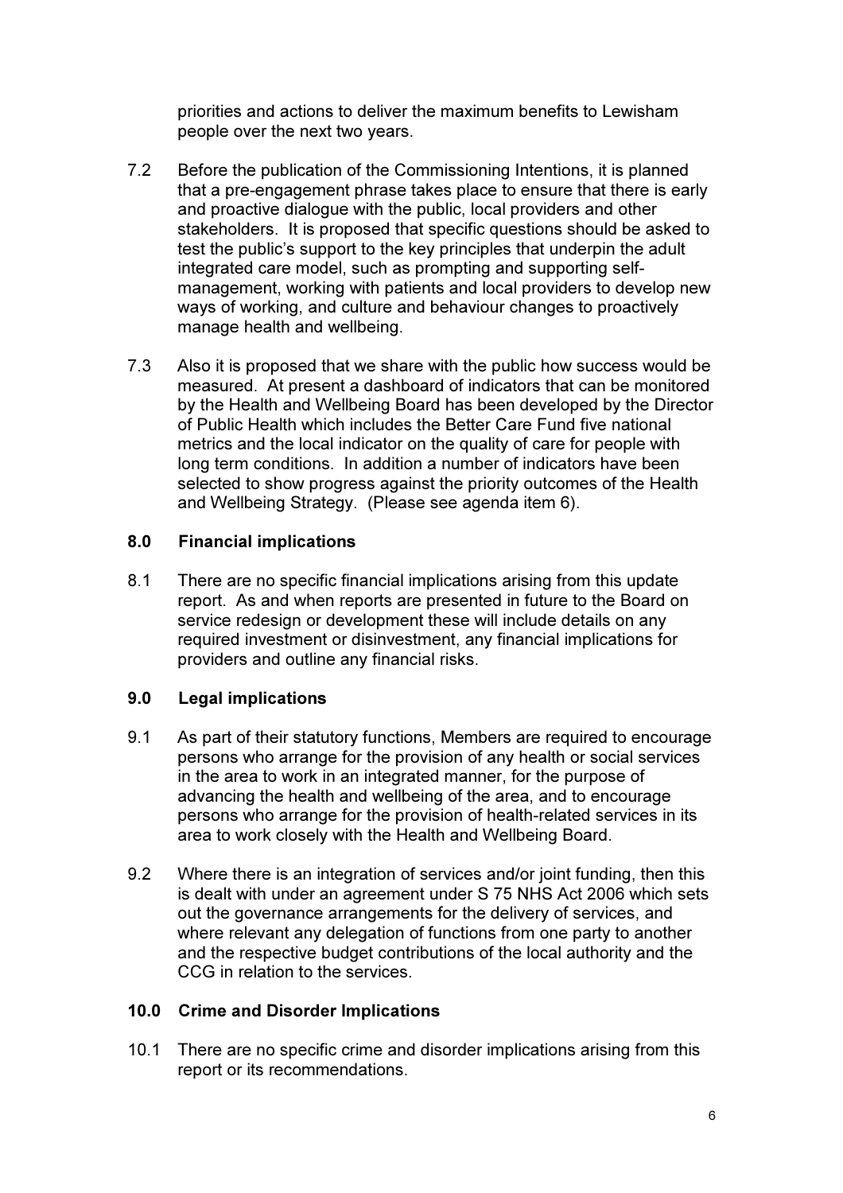priorities and actions to deliver the maximum benefits to Lewisham people over the next two years.

7.2 Before the publication of the Commissioning Intentions, it is planned that a pre-engagement phrase takes place to ensure that there is early and proactive dialogue with the public, local providers and other stakeholders. It is proposed that specific questions should be asked to test the public's support to the key principles that underpin the adult integrated care model, such as prompting and supporting self-management, working with patients and local providers to develop new ways of working, and culture and behaviour changes to proactively manage health and wellbeing.

7.3 Also it is proposed that we share with the public how success would be measured. At present a dashboard of indicators that can be monitored by the Health and Wellbeing Board has been developed by the Director of Public Health which includes the Better Care Fund five national metrics and the local indicator on the quality of care for people with long term conditions. In addition a number of indicators have been selected to show progress against the priority outcomes of the Health and Wellbeing Strategy. (Please see agenda item 6).

## 8.0 Financial implications

8.1 There are no specific financial implications arising from this update report. As and when reports are presented in future to the Board on service redesign or development these will include details on any required investment or disinvestment, any financial implications for providers and outline any financial risks.

## 9.0 Legal implications

9.1 As part of their statutory functions, Members are required to encourage persons who arrange for the provision of any health or social services in the area to work in an integrated manner, for the purpose of advancing the health and wellbeing of the area, and to encourage persons who arrange for the provision of health-related services in its area to work closely with the Health and Wellbeing Board.

9.2 Where there is an integration of services and/or joint funding, then this is dealt with under an agreement under S 75 NHS Act 2006 which sets out the governance arrangements for the delivery of services, and where relevant any delegation of functions from one party to another and the respective budget contributions of the local authority and the CCG in relation to the services.

## 10.0 Crime and Disorder Implications

10.1 There are no specific crime and disorder implications arising from this report or its recommendations.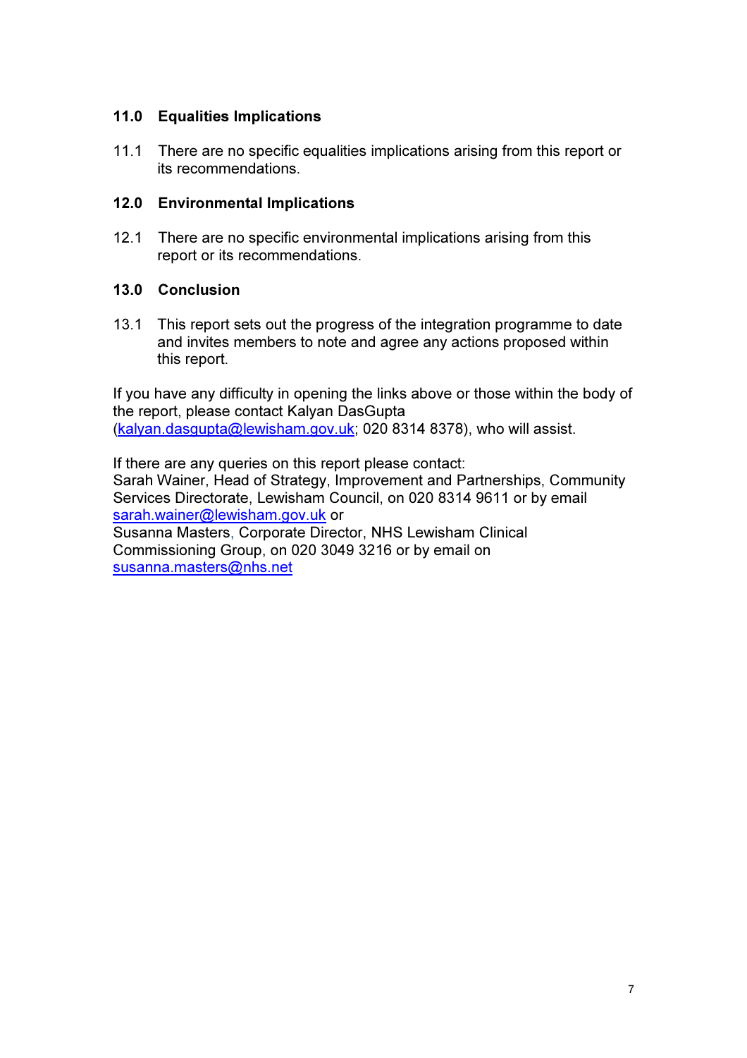## 11.0 Equalities Implications

11.1 There are no specific equalities implications arising from this report or its recommendations.

## 12.0 Environmental Implications

12.1 There are no specific environmental implications arising from this report or its recommendations.

## 13.0 Conclusion

13.1 This report sets out the progress of the integration programme to date and invites members to note and agree any actions proposed within this report.

If you have any difficulty in opening the links above or those within the body of the report, please contact Kalyan DasGupta (kalyan.dasgupta@lewisham.gov.uk; 020 8314 8378), who will assist.

If there are any queries on this report please contact:
Sarah Wainer, Head of Strategy, Improvement and Partnerships, Community Services Directorate, Lewisham Council, on 020 8314 9611 or by email sarah.wainer@lewisham.gov.uk or
Susanna Masters, Corporate Director, NHS Lewisham Clinical Commissioning Group, on 020 3049 3216 or by email on susanna.masters@nhs.net